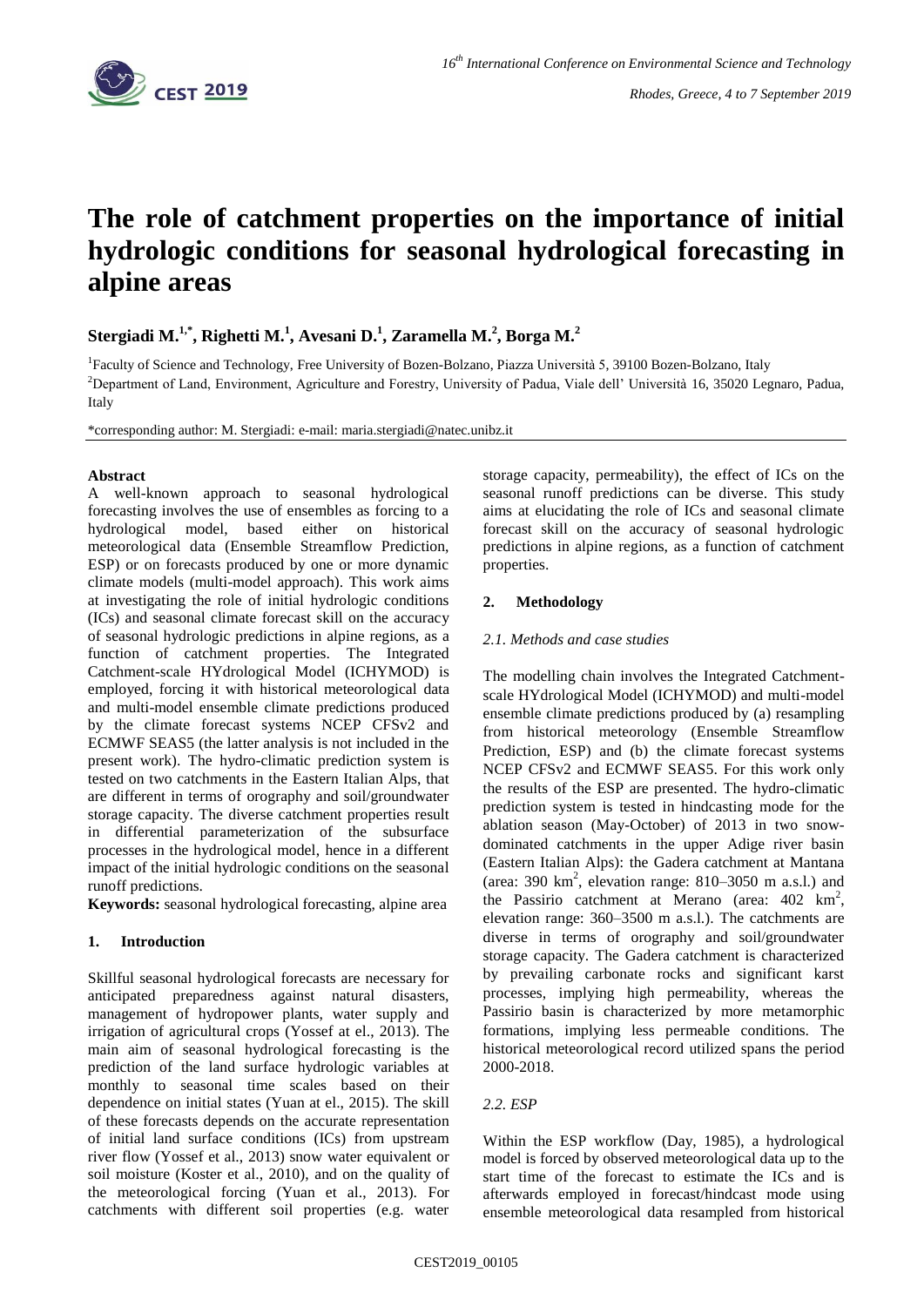# The role of catchment properties on the importance of initial hydrologic conditions for seasonal hydrological forecasting in alpine areas

**Stergiadi M.[1,*], Righetti M.[1], Avesani D.[1], Zaramella M.[2], Borga M.[2]**

[1]Faculty of Science and Technology, Free University of Bozen-Bolzano, Piazza Università 5, 39100 Bozen-Bolzano, Italy

[2]Department of Land, Environment, Agriculture and Forestry, University of Padua, Viale dell' Università 16, 35020 Legnaro, Padua, Italy

*corresponding author: M. Stergiadi: e-mail: maria.stergiadi@natec.unibz.it

## Abstract

A well-known approach to seasonal hydrological forecasting involves the use of ensembles as forcing to a hydrological model, based either on historical meteorological data (Ensemble Streamflow Prediction, ESP) or on forecasts produced by one or more dynamic climate models (multi-model approach). This work aims at investigating the role of initial hydrologic conditions (ICs) and seasonal climate forecast skill on the accuracy of seasonal hydrologic predictions in alpine regions, as a function of catchment properties. The Integrated Catchment-scale HYdrological Model (ICHYMOD) is employed, forcing it with historical meteorological data and multi-model ensemble climate predictions produced by the climate forecast systems NCEP CFSv2 and ECMWF SEAS5 (the latter analysis is not included in the present work). The hydro-climatic prediction system is tested on two catchments in the Eastern Italian Alps, that are different in terms of orography and soil/groundwater storage capacity. The diverse catchment properties result in differential parameterization of the subsurface processes in the hydrological model, hence in a different impact of the initial hydrologic conditions on the seasonal runoff predictions.

**Keywords:** seasonal hydrological forecasting, alpine area

## 1. Introduction

Skillful seasonal hydrological forecasts are necessary for anticipated preparedness against natural disasters, management of hydropower plants, water supply and irrigation of agricultural crops (Yossef at el., 2013). The main aim of seasonal hydrological forecasting is the prediction of the land surface hydrologic variables at monthly to seasonal time scales based on their dependence on initial states (Yuan at el., 2015). The skill of these forecasts depends on the accurate representation of initial land surface conditions (ICs) from upstream river flow (Yossef et al., 2013) snow water equivalent or soil moisture (Koster et al., 2010), and on the quality of the meteorological forcing (Yuan et al., 2013). For catchments with different soil properties (e.g. water storage capacity, permeability), the effect of ICs on the seasonal runoff predictions can be diverse. This study aims at elucidating the role of ICs and seasonal climate forecast skill on the accuracy of seasonal hydrologic predictions in alpine regions, as a function of catchment properties.

## 2. Methodology

### *2.1. Methods and case studies*

The modelling chain involves the Integrated Catchment-scale HYdrological Model (ICHYMOD) and multi-model ensemble climate predictions produced by (a) resampling from historical meteorology (Ensemble Streamflow Prediction, ESP) and (b) the climate forecast systems NCEP CFSv2 and ECMWF SEAS5. For this work only the results of the ESP are presented. The hydro-climatic prediction system is tested in hindcasting mode for the ablation season (May-October) of 2013 in two snow-dominated catchments in the upper Adige river basin (Eastern Italian Alps): the Gadera catchment at Mantana (area: 390 km$^2$, elevation range: 810–3050 m a.s.l.) and the Passirio catchment at Merano (area: 402 km$^2$, elevation range: 360–3500 m a.s.l.). The catchments are diverse in terms of orography and soil/groundwater storage capacity. The Gadera catchment is characterized by prevailing carbonate rocks and significant karst processes, implying high permeability, whereas the Passirio basin is characterized by more metamorphic formations, implying less permeable conditions. The historical meteorological record utilized spans the period 2000-2018.

### *2.2. ESP*

Within the ESP workflow (Day, 1985), a hydrological model is forced by observed meteorological data up to the start time of the forecast to estimate the ICs and is afterwards employed in forecast/hindcast mode using ensemble meteorological data resampled from historical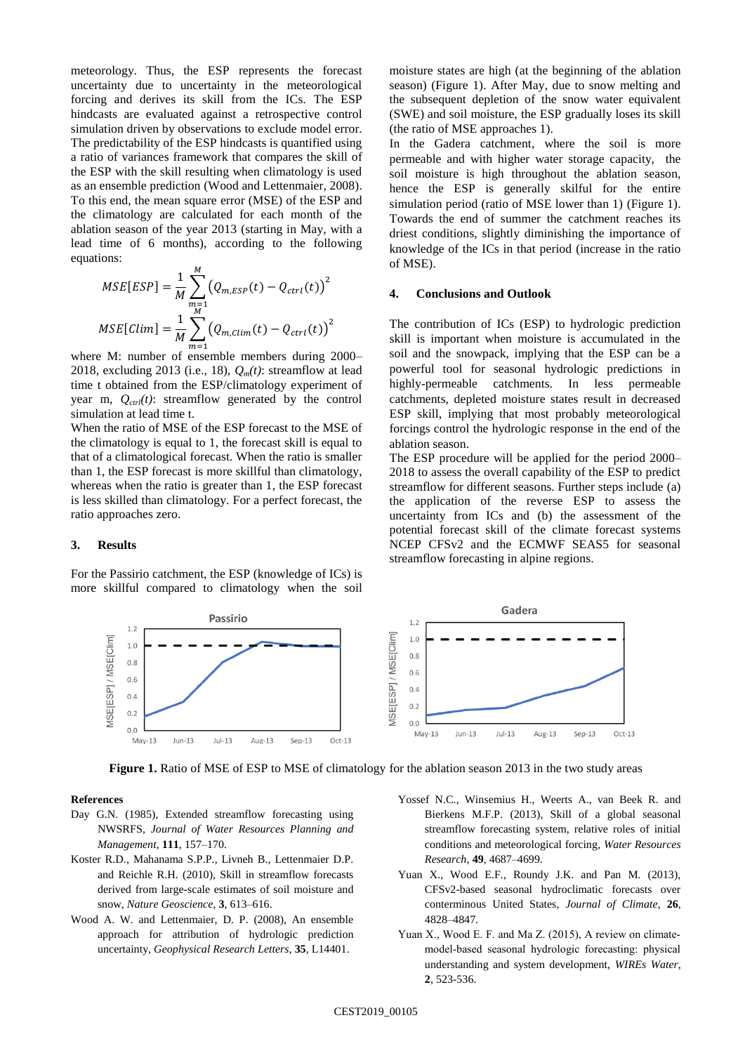meteorology. Thus, the ESP represents the forecast uncertainty due to uncertainty in the meteorological forcing and derives its skill from the ICs. The ESP hindcasts are evaluated against a retrospective control simulation driven by observations to exclude model error. The predictability of the ESP hindcasts is quantified using a ratio of variances framework that compares the skill of the ESP with the skill resulting when climatology is used as an ensemble prediction (Wood and Lettenmaier, 2008). To this end, the mean square error (MSE) of the ESP and the climatology are calculated for each month of the ablation season of the year 2013 (starting in May, with a lead time of 6 months), according to the following equations:

$$MSE[ESP] = \frac{1}{M}\sum_{m=1}^{M}\left(Q_{m,ESP}(t) - Q_{ctrl}(t)\right)^2$$

$$MSE[Clim] = \frac{1}{M}\sum_{m=1}^{M}\left(Q_{m,Clim}(t) - Q_{ctrl}(t)\right)^2$$

where M: number of ensemble members during 2000–2018, excluding 2013 (i.e., 18), $Q_m(t)$: streamflow at lead time t obtained from the ESP/climatology experiment of year m, $Q_{ctrl}(t)$: streamflow generated by the control simulation at lead time t.

When the ratio of MSE of the ESP forecast to the MSE of the climatology is equal to 1, the forecast skill is equal to that of a climatological forecast. When the ratio is smaller than 1, the ESP forecast is more skillful than climatology, whereas when the ratio is greater than 1, the ESP forecast is less skilled than climatology. For a perfect forecast, the ratio approaches zero.

## 3. Results

For the Passirio catchment, the ESP (knowledge of ICs) is more skillful compared to climatology when the soil moisture states are high (at the beginning of the ablation season) (Figure 1). After May, due to snow melting and the subsequent depletion of the snow water equivalent (SWE) and soil moisture, the ESP gradually loses its skill (the ratio of MSE approaches 1).

In the Gadera catchment, where the soil is more permeable and with higher water storage capacity, the soil moisture is high throughout the ablation season, hence the ESP is generally skilful for the entire simulation period (ratio of MSE lower than 1) (Figure 1). Towards the end of summer the catchment reaches its driest conditions, slightly diminishing the importance of knowledge of the ICs in that period (increase in the ratio of MSE).

## 4. Conclusions and Outlook

The contribution of ICs (ESP) to hydrologic prediction skill is important when moisture is accumulated in the soil and the snowpack, implying that the ESP can be a powerful tool for seasonal hydrologic predictions in highly-permeable catchments. In less permeable catchments, depleted moisture states result in decreased ESP skill, implying that most probably meteorological forcings control the hydrologic response in the end of the ablation season.

The ESP procedure will be applied for the period 2000–2018 to assess the overall capability of the ESP to predict streamflow for different seasons. Further steps include (a) the application of the reverse ESP to assess the uncertainty from ICs and (b) the assessment of the potential forecast skill of the climate forecast systems NCEP CFSv2 and the ECMWF SEAS5 for seasonal streamflow forecasting in alpine regions.

Passirio

MSE[ESP] / MSE[Clim]

1.2
1.0
0.8
0.6
0.4
0.2
0.0

May-13 Jun-13 Jul-13 Aug-13 Sep-13 Oct-13

Gadera

MSE[ESP] / MSE[Clim]

1.2
1.0
0.8
0.6
0.4
0.2
0.0

May-13 Jun-13 Jul-13 Aug-13 Sep-13 Oct-13

**Figure 1.** Ratio of MSE of ESP to MSE of climatology for the ablation season 2013 in the two study areas

**References**

Day G.N. (1985), Extended streamflow forecasting using NWSRFS, *Journal of Water Resources Planning and Management*, **111**, 157–170.

Koster R.D., Mahanama S.P.P., Livneh B., Lettenmaier D.P. and Reichle R.H. (2010), Skill in streamflow forecasts derived from large-scale estimates of soil moisture and snow, *Nature Geoscience*, **3**, 613–616.

Wood A. W. and Lettenmaier, D. P. (2008), An ensemble approach for attribution of hydrologic prediction uncertainty, *Geophysical Research Letters*, **35**, L14401.

Yossef N.C., Winsemius H., Weerts A., van Beek R. and Bierkens M.F.P. (2013), Skill of a global seasonal streamflow forecasting system, relative roles of initial conditions and meteorological forcing, *Water Resources Research*, **49**, 4687–4699.

Yuan X., Wood E.F., Roundy J.K. and Pan M. (2013), CFSv2-based seasonal hydroclimatic forecasts over conterminous United States, *Journal of Climate*, **26**, 4828–4847.

Yuan X., Wood E. F. and Ma Z. (2015), A review on climate-model-based seasonal hydrologic forecasting: physical understanding and system development, *WIREs Water*, **2**, 523-536.